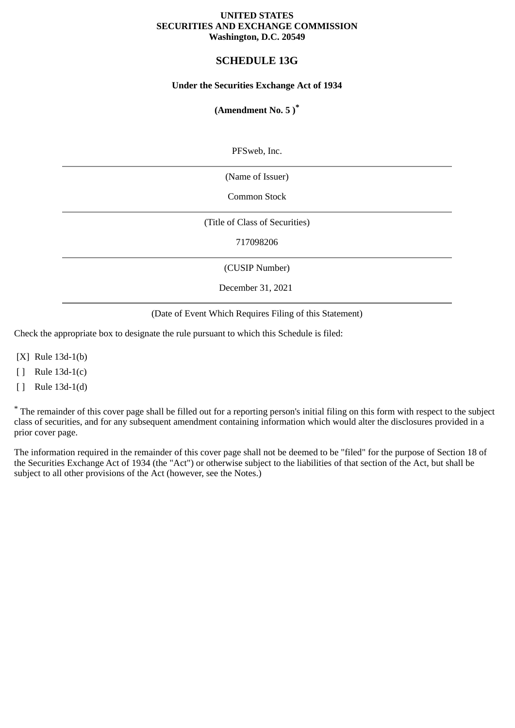**UNITED STATES**
**SECURITIES AND EXCHANGE COMMISSION**
**Washington, D.C. 20549**

# SCHEDULE 13G

**Under the Securities Exchange Act of 1934**

**(Amendment No. 5 )[*]**

PFSweb, Inc.

(Name of Issuer)

Common Stock

(Title of Class of Securities)

717098206

(CUSIP Number)

December 31, 2021

(Date of Event Which Requires Filing of this Statement)

Check the appropriate box to designate the rule pursuant to which this Schedule is filed:

[X] Rule 13d-1(b)

[ ] Rule 13d-1(c)

[ ] Rule 13d-1(d)

[*] The remainder of this cover page shall be filled out for a reporting person's initial filing on this form with respect to the subject class of securities, and for any subsequent amendment containing information which would alter the disclosures provided in a prior cover page.

The information required in the remainder of this cover page shall not be deemed to be "filed" for the purpose of Section 18 of the Securities Exchange Act of 1934 (the "Act") or otherwise subject to the liabilities of that section of the Act, but shall be subject to all other provisions of the Act (however, see the Notes.)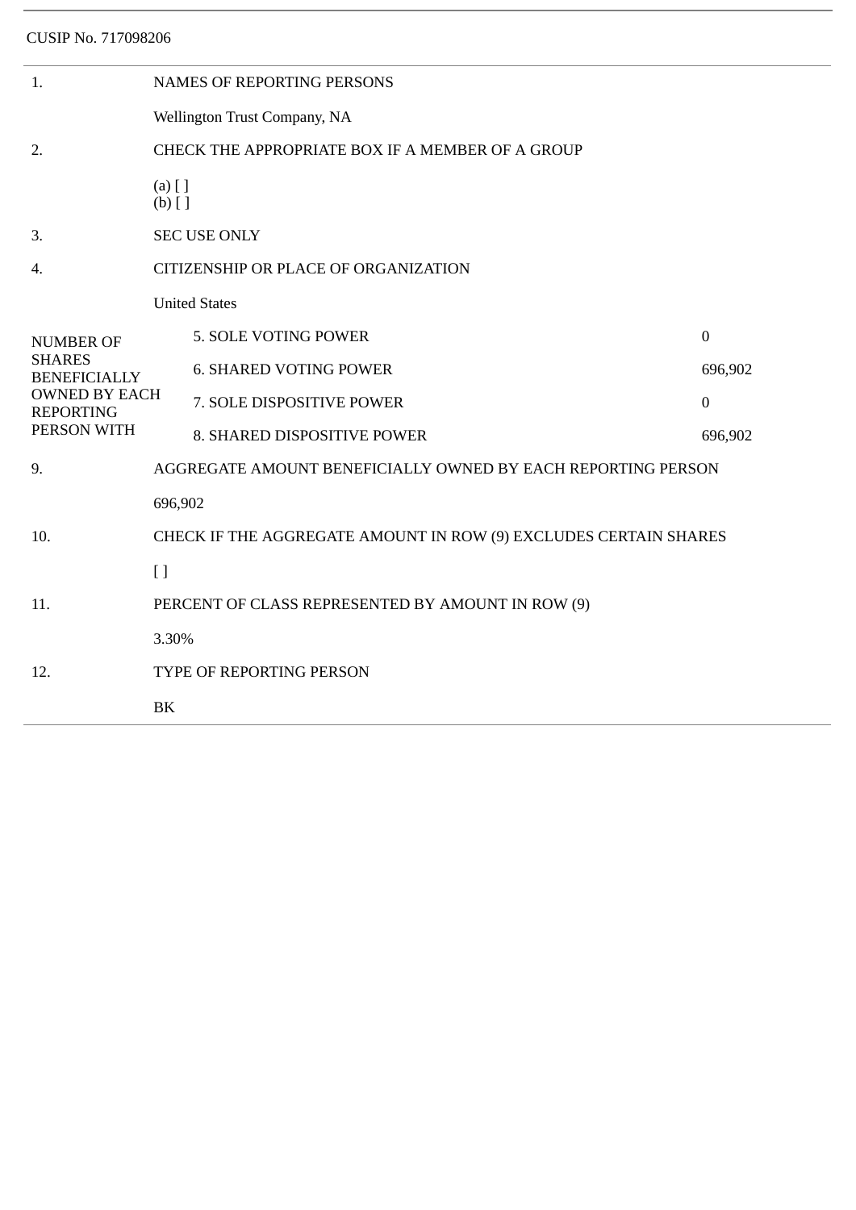CUSIP No. 717098206

| | | |
|---|---|---|
| 1. | NAMES OF REPORTING PERSONS | |
| | Wellington Trust Company, NA | |
| 2. | CHECK THE APPROPRIATE BOX IF A MEMBER OF A GROUP | |
| | (a) [ ]<br>(b) [ ] | |
| 3. | SEC USE ONLY | |
| 4. | CITIZENSHIP OR PLACE OF ORGANIZATION | |
| | United States | |
| NUMBER OF SHARES BENEFICIALLY OWNED BY EACH REPORTING PERSON WITH | 5. SOLE VOTING POWER | 0 |
| | 6. SHARED VOTING POWER | 696,902 |
| | 7. SOLE DISPOSITIVE POWER | 0 |
| | 8. SHARED DISPOSITIVE POWER | 696,902 |
| 9. | AGGREGATE AMOUNT BENEFICIALLY OWNED BY EACH REPORTING PERSON | |
| | 696,902 | |
| 10. | CHECK IF THE AGGREGATE AMOUNT IN ROW (9) EXCLUDES CERTAIN SHARES | |
| | [ ] | |
| 11. | PERCENT OF CLASS REPRESENTED BY AMOUNT IN ROW (9) | |
| | 3.30% | |
| 12. | TYPE OF REPORTING PERSON | |
| | BK | |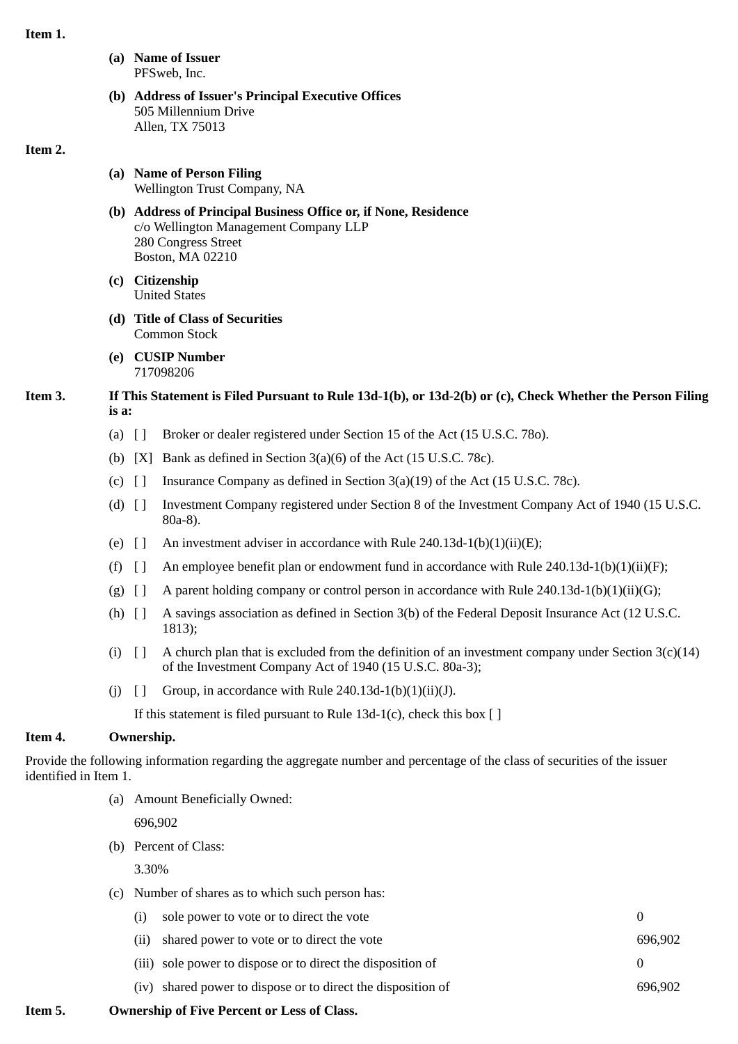**Item 1.**

**(a) Name of Issuer**
PFSweb, Inc.

**(b) Address of Issuer's Principal Executive Offices**
505 Millennium Drive
Allen, TX 75013

**Item 2.**

**(a) Name of Person Filing**
Wellington Trust Company, NA

**(b) Address of Principal Business Office or, if None, Residence**
c/o Wellington Management Company LLP
280 Congress Street
Boston, MA 02210

**(c) Citizenship**
United States

**(d) Title of Class of Securities**
Common Stock

**(e) CUSIP Number**
717098206

**Item 3. If This Statement is Filed Pursuant to Rule 13d-1(b), or 13d-2(b) or (c), Check Whether the Person Filing is a:**

(a) [ ] Broker or dealer registered under Section 15 of the Act (15 U.S.C. 78o).

(b) [X] Bank as defined in Section 3(a)(6) of the Act (15 U.S.C. 78c).

(c) [ ] Insurance Company as defined in Section 3(a)(19) of the Act (15 U.S.C. 78c).

(d) [ ] Investment Company registered under Section 8 of the Investment Company Act of 1940 (15 U.S.C. 80a-8).

(e) [ ] An investment adviser in accordance with Rule 240.13d-1(b)(1)(ii)(E);

(f) [ ] An employee benefit plan or endowment fund in accordance with Rule 240.13d-1(b)(1)(ii)(F);

(g) [ ] A parent holding company or control person in accordance with Rule 240.13d-1(b)(1)(ii)(G);

(h) [ ] A savings association as defined in Section 3(b) of the Federal Deposit Insurance Act (12 U.S.C. 1813);

(i) [ ] A church plan that is excluded from the definition of an investment company under Section 3(c)(14) of the Investment Company Act of 1940 (15 U.S.C. 80a-3);

(j) [ ] Group, in accordance with Rule 240.13d-1(b)(1)(ii)(J).

If this statement is filed pursuant to Rule 13d-1(c), check this box [ ]

**Item 4. Ownership.**

Provide the following information regarding the aggregate number and percentage of the class of securities of the issuer identified in Item 1.

(a) Amount Beneficially Owned:

696,902

(b) Percent of Class:

3.30%

(c) Number of shares as to which such person has:

| | | |
|---|---|---|
| (i) | sole power to vote or to direct the vote | 0 |
| (ii) | shared power to vote or to direct the vote | 696,902 |
| (iii) | sole power to dispose or to direct the disposition of | 0 |
| (iv) | shared power to dispose or to direct the disposition of | 696,902 |

**Item 5. Ownership of Five Percent or Less of Class.**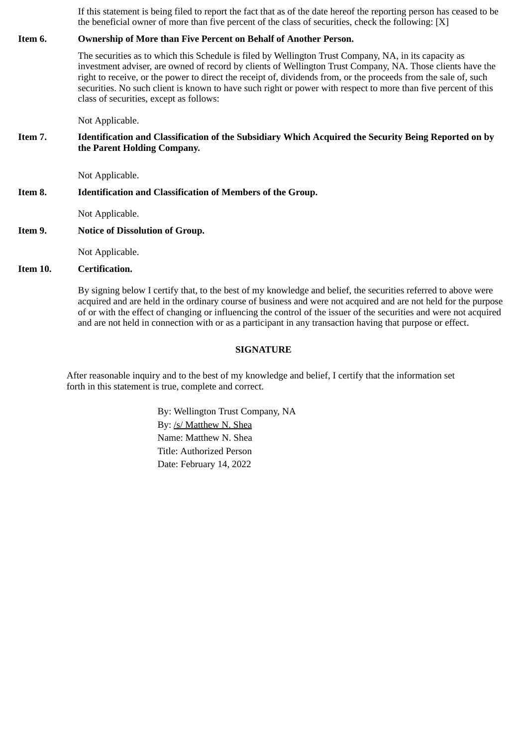If this statement is being filed to report the fact that as of the date hereof the reporting person has ceased to be the beneficial owner of more than five percent of the class of securities, check the following: [X]

**Item 6. Ownership of More than Five Percent on Behalf of Another Person.**

The securities as to which this Schedule is filed by Wellington Trust Company, NA, in its capacity as investment adviser, are owned of record by clients of Wellington Trust Company, NA. Those clients have the right to receive, or the power to direct the receipt of, dividends from, or the proceeds from the sale of, such securities. No such client is known to have such right or power with respect to more than five percent of this class of securities, except as follows:

Not Applicable.

**Item 7. Identification and Classification of the Subsidiary Which Acquired the Security Being Reported on by the Parent Holding Company.**

Not Applicable.

**Item 8. Identification and Classification of Members of the Group.**

Not Applicable.

**Item 9. Notice of Dissolution of Group.**

Not Applicable.

**Item 10. Certification.**

By signing below I certify that, to the best of my knowledge and belief, the securities referred to above were acquired and are held in the ordinary course of business and were not acquired and are not held for the purpose of or with the effect of changing or influencing the control of the issuer of the securities and were not acquired and are not held in connection with or as a participant in any transaction having that purpose or effect.

**SIGNATURE**

After reasonable inquiry and to the best of my knowledge and belief, I certify that the information set forth in this statement is true, complete and correct.

By: Wellington Trust Company, NA
By: /s/ Matthew N. Shea
Name: Matthew N. Shea
Title: Authorized Person
Date: February 14, 2022